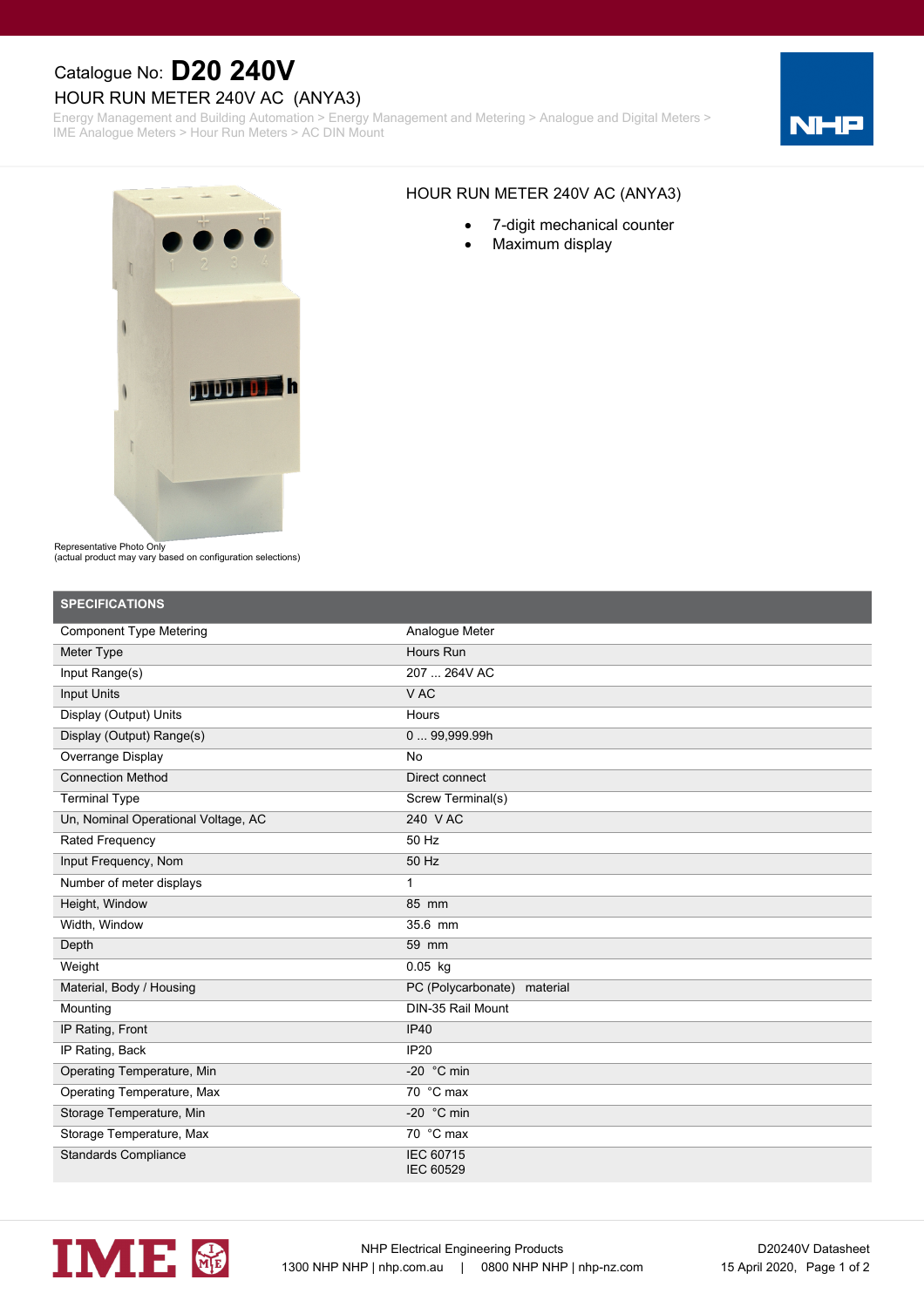Catalogue No: **D20 240V**

# HOUR RUN METER 240V AC (ANYA3)

Energy Management and Building Automation > Energy Management and Metering > Analogue and Digital Meters > IME Analogue Meters > Hour Run Meters > AC DIN Mount

Representative Photo Only
(actual product may vary based on configuration selections)

## HOUR RUN METER 240V AC (ANYA3)

- 7-digit mechanical counter
- Maximum display

| SPECIFICATIONS | |
|---|---|
| Component Type Metering | Analogue Meter |
| Meter Type | Hours Run |
| Input Range(s) | 207 ... 264V AC |
| Input Units | V AC |
| Display (Output) Units | Hours |
| Display (Output) Range(s) | 0 ... 99,999.99h |
| Overrange Display | No |
| Connection Method | Direct connect |
| Terminal Type | Screw Terminal(s) |
| Un, Nominal Operational Voltage, AC | 240 V AC |
| Rated Frequency | 50 Hz |
| Input Frequency, Nom | 50 Hz |
| Number of meter displays | 1 |
| Height, Window | 85 mm |
| Width, Window | 35.6 mm |
| Depth | 59 mm |
| Weight | 0.05 kg |
| Material, Body / Housing | PC (Polycarbonate) material |
| Mounting | DIN-35 Rail Mount |
| IP Rating, Front | IP40 |
| IP Rating, Back | IP20 |
| Operating Temperature, Min | -20 °C min |
| Operating Temperature, Max | 70 °C max |
| Storage Temperature, Min | -20 °C min |
| Storage Temperature, Max | 70 °C max |
| Standards Compliance | IEC 60715<br>IEC 60529 |

NHP Electrical Engineering Products
1300 NHP NHP | nhp.com.au | 0800 NHP NHP | nhp-nz.com

D20240V Datasheet
15 April 2020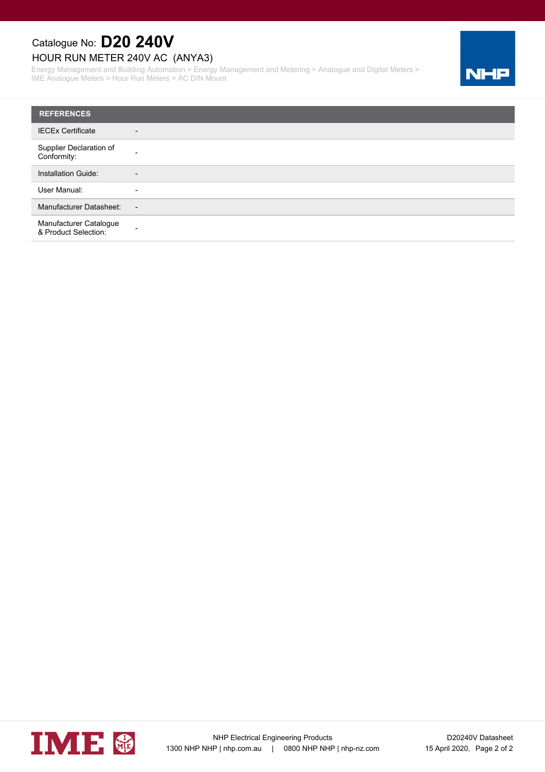Catalogue No: **D20 240V**

HOUR RUN METER 240V AC (ANYA3)

Energy Management and Building Automation > Energy Management and Metering > Analogue and Digital Meters > IME Analogue Meters > Hour Run Meters > AC DIN Mount

| REFERENCES | |
|---|---|
| IECEx Certificate | - |
| Supplier Declaration of Conformity: | - |
| Installation Guide: | - |
| User Manual: | - |
| Manufacturer Datasheet: | - |
| Manufacturer Catalogue & Product Selection: | - |